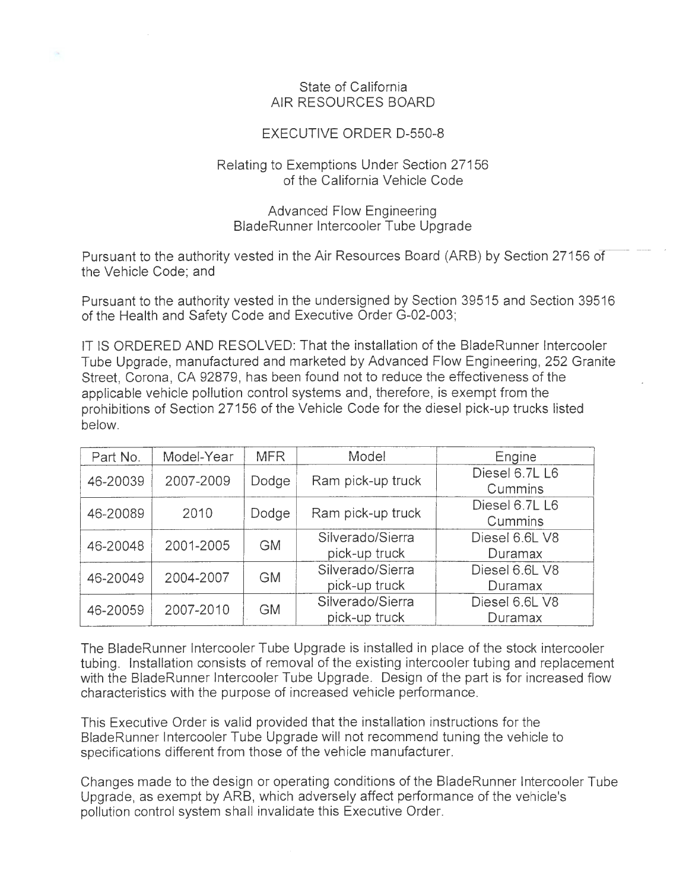State of California
AIR RESOURCES BOARD

# EXECUTIVE ORDER D-550-8

Relating to Exemptions Under Section 27156
of the California Vehicle Code

Advanced Flow Engineering
BladeRunner Intercooler Tube Upgrade

Pursuant to the authority vested in the Air Resources Board (ARB) by Section 27156 of the Vehicle Code; and

Pursuant to the authority vested in the undersigned by Section 39515 and Section 39516 of the Health and Safety Code and Executive Order G-02-003;

IT IS ORDERED AND RESOLVED: That the installation of the BladeRunner Intercooler Tube Upgrade, manufactured and marketed by Advanced Flow Engineering, 252 Granite Street, Corona, CA 92879, has been found not to reduce the effectiveness of the applicable vehicle pollution control systems and, therefore, is exempt from the prohibitions of Section 27156 of the Vehicle Code for the diesel pick-up trucks listed below.

| Part No. | Model-Year | MFR | Model | Engine |
|---|---|---|---|---|
| 46-20039 | 2007-2009 | Dodge | Ram pick-up truck | Diesel 6.7L L6 Cummins |
| 46-20089 | 2010 | Dodge | Ram pick-up truck | Diesel 6.7L L6 Cummins |
| 46-20048 | 2001-2005 | GM | Silverado/Sierra pick-up truck | Diesel 6.6L V8 Duramax |
| 46-20049 | 2004-2007 | GM | Silverado/Sierra pick-up truck | Diesel 6.6L V8 Duramax |
| 46-20059 | 2007-2010 | GM | Silverado/Sierra pick-up truck | Diesel 6.6L V8 Duramax |

The BladeRunner Intercooler Tube Upgrade is installed in place of the stock intercooler tubing. Installation consists of removal of the existing intercooler tubing and replacement with the BladeRunner Intercooler Tube Upgrade. Design of the part is for increased flow characteristics with the purpose of increased vehicle performance.

This Executive Order is valid provided that the installation instructions for the BladeRunner Intercooler Tube Upgrade will not recommend tuning the vehicle to specifications different from those of the vehicle manufacturer.

Changes made to the design or operating conditions of the BladeRunner Intercooler Tube Upgrade, as exempt by ARB, which adversely affect performance of the vehicle's pollution control system shall invalidate this Executive Order.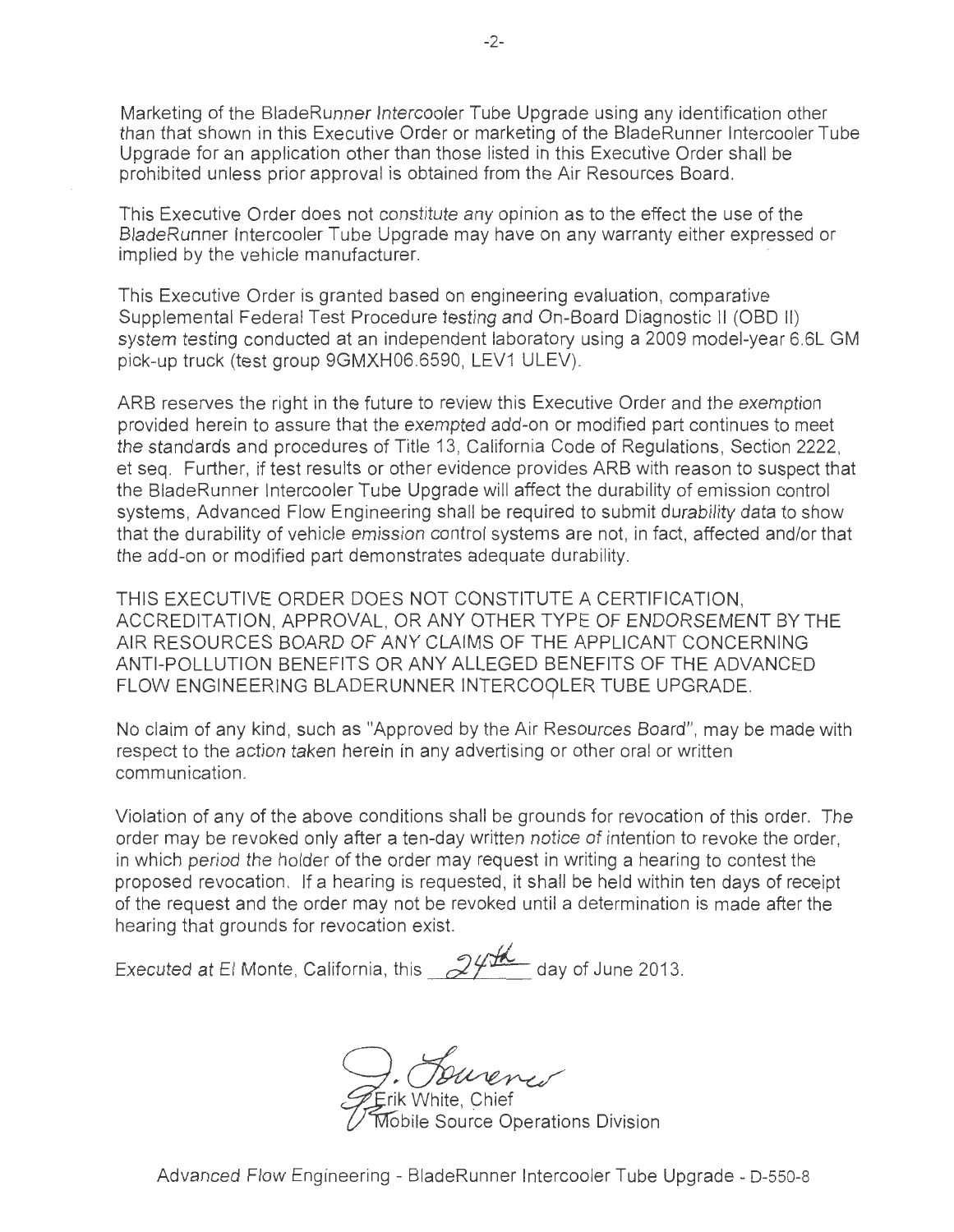Marketing of the BladeRunner Intercooler Tube Upgrade using any identification other than that shown in this Executive Order or marketing of the BladeRunner Intercooler Tube Upgrade for an application other than those listed in this Executive Order shall be prohibited unless prior approval is obtained from the Air Resources Board.

This Executive Order does not constitute any opinion as to the effect the use of the BladeRunner Intercooler Tube Upgrade may have on any warranty either expressed or implied by the vehicle manufacturer.

This Executive Order is granted based on engineering evaluation, comparative Supplemental Federal Test Procedure testing and On-Board Diagnostic II (OBD II) system testing conducted at an independent laboratory using a 2009 model-year 6.6L GM pick-up truck (test group 9GMXH06.6590, LEV1 ULEV).

ARB reserves the right in the future to review this Executive Order and the exemption provided herein to assure that the exempted add-on or modified part continues to meet the standards and procedures of Title 13, California Code of Regulations, Section 2222, et seq. Further, if test results or other evidence provides ARB with reason to suspect that the BladeRunner Intercooler Tube Upgrade will affect the durability of emission control systems, Advanced Flow Engineering shall be required to submit durability data to show that the durability of vehicle emission control systems are not, in fact, affected and/or that the add-on or modified part demonstrates adequate durability.

THIS EXECUTIVE ORDER DOES NOT CONSTITUTE A CERTIFICATION, ACCREDITATION, APPROVAL, OR ANY OTHER TYPE OF ENDORSEMENT BY THE AIR RESOURCES BOARD OF ANY CLAIMS OF THE APPLICANT CONCERNING ANTI-POLLUTION BENEFITS OR ANY ALLEGED BENEFITS OF THE ADVANCED FLOW ENGINEERING BLADERUNNER INTERCOOLER TUBE UPGRADE.

No claim of any kind, such as "Approved by the Air Resources Board", may be made with respect to the action taken herein in any advertising or other oral or written communication.

Violation of any of the above conditions shall be grounds for revocation of this order. The order may be revoked only after a ten-day written notice of intention to revoke the order, in which period the holder of the order may request in writing a hearing to contest the proposed revocation. If a hearing is requested, it shall be held within ten days of receipt of the request and the order may not be revoked until a determination is made after the hearing that grounds for revocation exist.

Executed at El Monte, California, this 24th day of June 2013.

Erik White, Chief
Mobile Source Operations Division

Advanced Flow Engineering - BladeRunner Intercooler Tube Upgrade - D-550-8